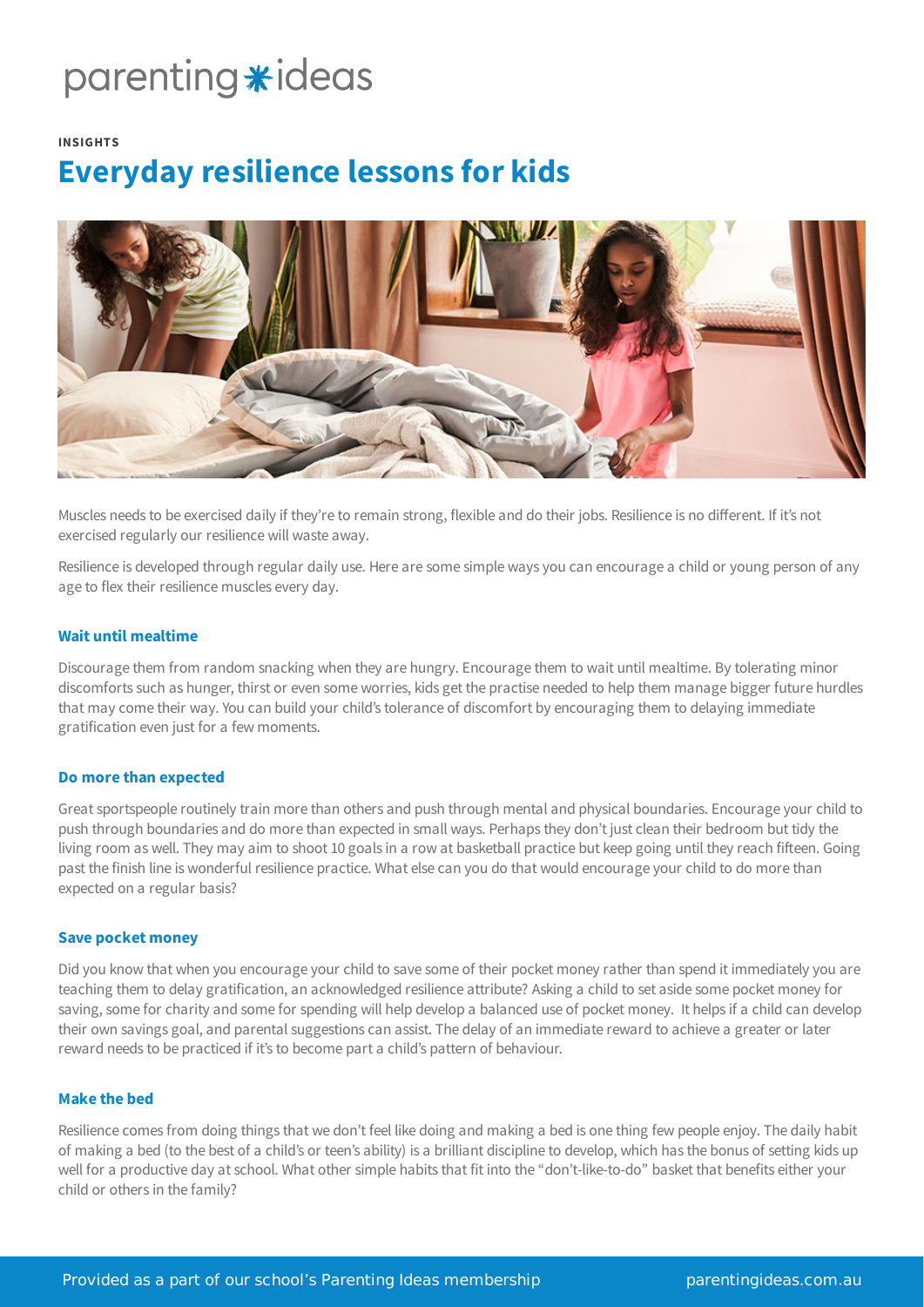parenting✱ideas

INSIGHTS

# Everyday resilience lessons for kids

Muscles needs to be exercised daily if they're to remain strong, flexible and do their jobs. Resilience is no different. If it's not exercised regularly our resilience will waste away.

Resilience is developed through regular daily use. Here are some simple ways you can encourage a child or young person of any age to flex their resilience muscles every day.

### Wait until mealtime

Discourage them from random snacking when they are hungry. Encourage them to wait until mealtime. By tolerating minor discomforts such as hunger, thirst or even some worries, kids get the practise needed to help them manage bigger future hurdles that may come their way. You can build your child's tolerance of discomfort by encouraging them to delaying immediate gratification even just for a few moments.

### Do more than expected

Great sportspeople routinely train more than others and push through mental and physical boundaries. Encourage your child to push through boundaries and do more than expected in small ways. Perhaps they don't just clean their bedroom but tidy the living room as well. They may aim to shoot 10 goals in a row at basketball practice but keep going until they reach fifteen. Going past the finish line is wonderful resilience practice. What else can you do that would encourage your child to do more than expected on a regular basis?

### Save pocket money

Did you know that when you encourage your child to save some of their pocket money rather than spend it immediately you are teaching them to delay gratification, an acknowledged resilience attribute? Asking a child to set aside some pocket money for saving, some for charity and some for spending will help develop a balanced use of pocket money. It helps if a child can develop their own savings goal, and parental suggestions can assist. The delay of an immediate reward to achieve a greater or later reward needs to be practiced if it's to become part a child's pattern of behaviour.

### Make the bed

Resilience comes from doing things that we don't feel like doing and making a bed is one thing few people enjoy. The daily habit of making a bed (to the best of a child's or teen's ability) is a brilliant discipline to develop, which has the bonus of setting kids up well for a productive day at school. What other simple habits that fit into the "don't-like-to-do" basket that benefits either your child or others in the family?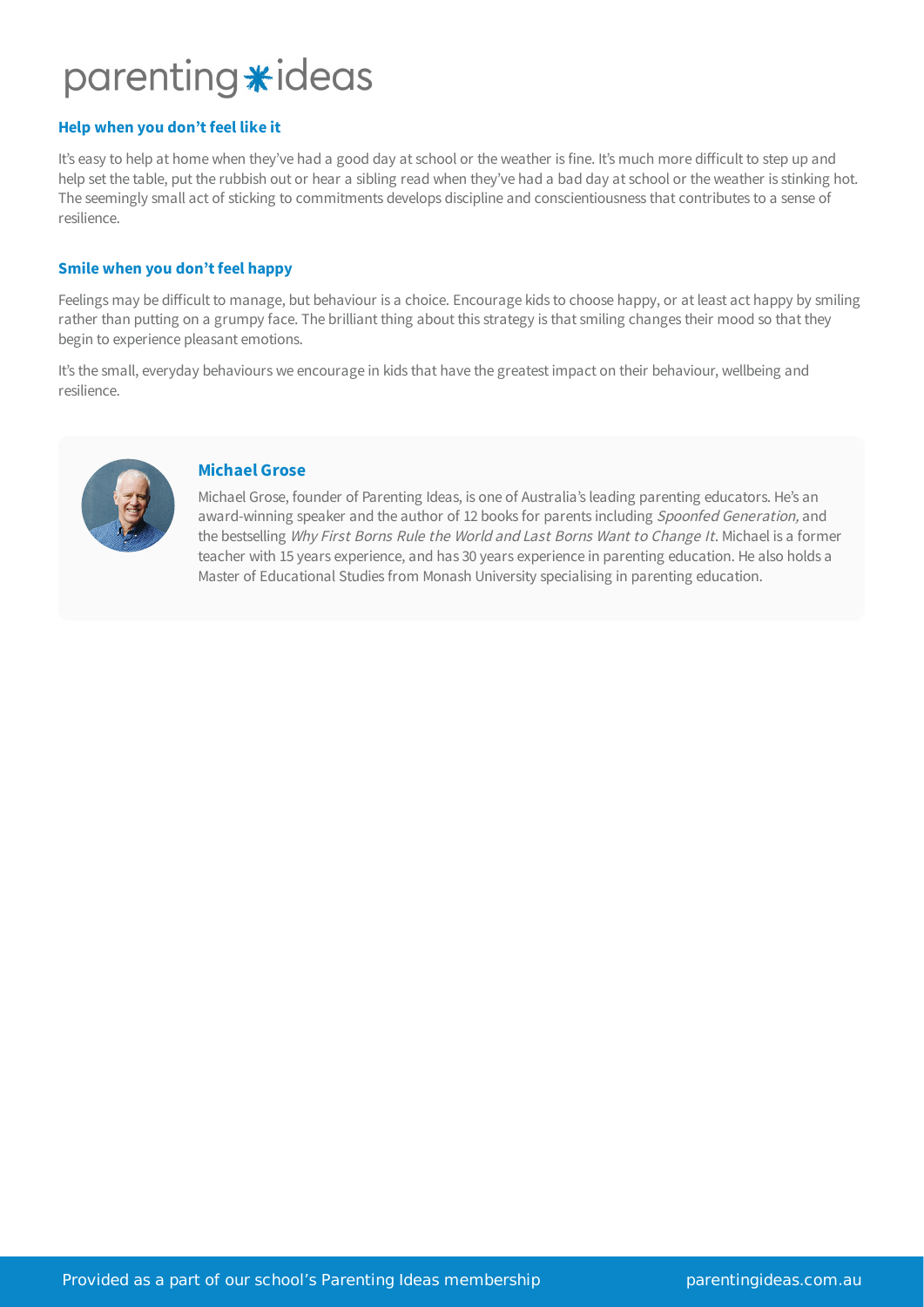### Help when you don't feel like it

It's easy to help at home when they've had a good day at school or the weather is fine. It's much more difficult to step up and help set the table, put the rubbish out or hear a sibling read when they've had a bad day at school or the weather is stinking hot. The seemingly small act of sticking to commitments develops discipline and conscientiousness that contributes to a sense of resilience.

### Smile when you don't feel happy

Feelings may be difficult to manage, but behaviour is a choice. Encourage kids to choose happy, or at least act happy by smiling rather than putting on a grumpy face. The brilliant thing about this strategy is that smiling changes their mood so that they begin to experience pleasant emotions.

It's the small, everyday behaviours we encourage in kids that have the greatest impact on their behaviour, wellbeing and resilience.

### Michael Grose

Michael Grose, founder of Parenting Ideas, is one of Australia's leading parenting educators. He's an award-winning speaker and the author of 12 books for parents including *Spoonfed Generation,* and the bestselling *Why First Borns Rule the World and Last Borns Want to Change It*. Michael is a former teacher with 15 years experience, and has 30 years experience in parenting education. He also holds a Master of Educational Studies from Monash University specialising in parenting education.